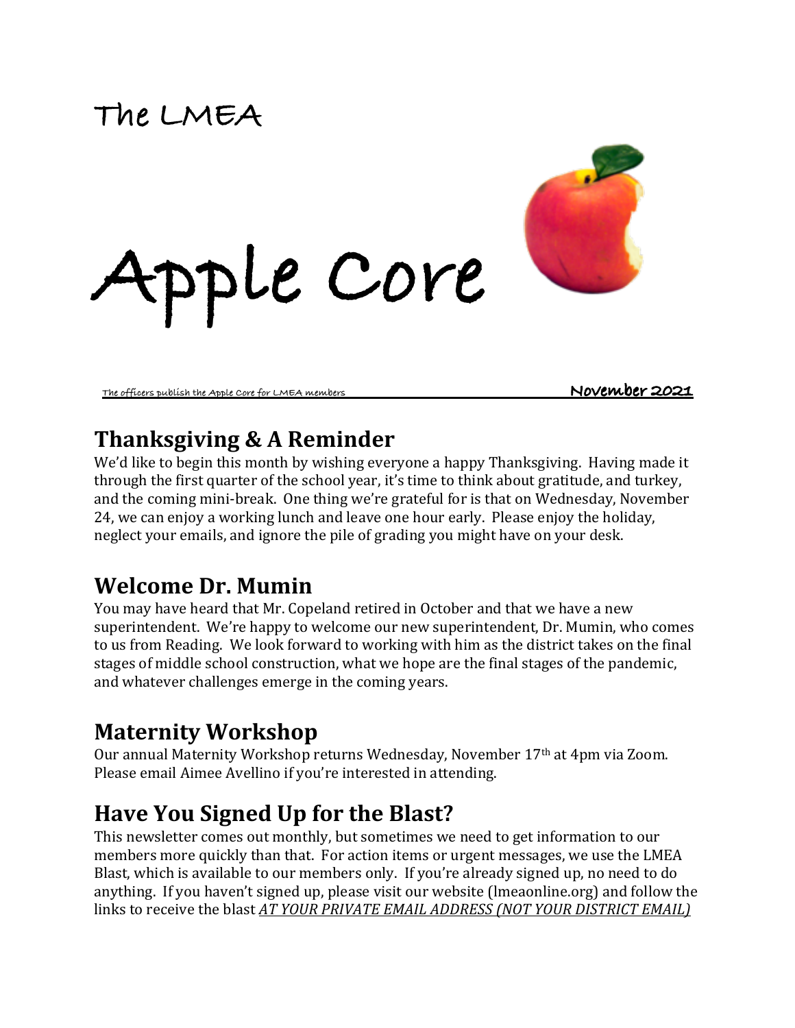The LMEA

# Apple Core

The officers publish the Apple Core for LMEA members **November 2021**

## Thanksgiving & A Reminder

We'd like to begin this month by wishing everyone a happy Thanksgiving. Having made it through the first quarter of the school year, it's time to think about gratitude, and turkey, and the coming mini-break. One thing we're grateful for is that on Wednesday, November 24, we can enjoy a working lunch and leave one hour early. Please enjoy the holiday, neglect your emails, and ignore the pile of grading you might have on your desk.

## Welcome Dr. Mumin

You may have heard that Mr. Copeland retired in October and that we have a new superintendent. We're happy to welcome our new superintendent, Dr. Mumin, who comes to us from Reading. We look forward to working with him as the district takes on the final stages of middle school construction, what we hope are the final stages of the pandemic, and whatever challenges emerge in the coming years.

## Maternity Workshop

Our annual Maternity Workshop returns Wednesday, November 17th at 4pm via Zoom. Please email Aimee Avellino if you're interested in attending.

## Have You Signed Up for the Blast?

This newsletter comes out monthly, but sometimes we need to get information to our members more quickly than that. For action items or urgent messages, we use the LMEA Blast, which is available to our members only. If you're already signed up, no need to do anything. If you haven't signed up, please visit our website (lmeaonline.org) and follow the links to receive the blast ***AT YOUR PRIVATE EMAIL ADDRESS (NOT YOUR DISTRICT EMAIL)***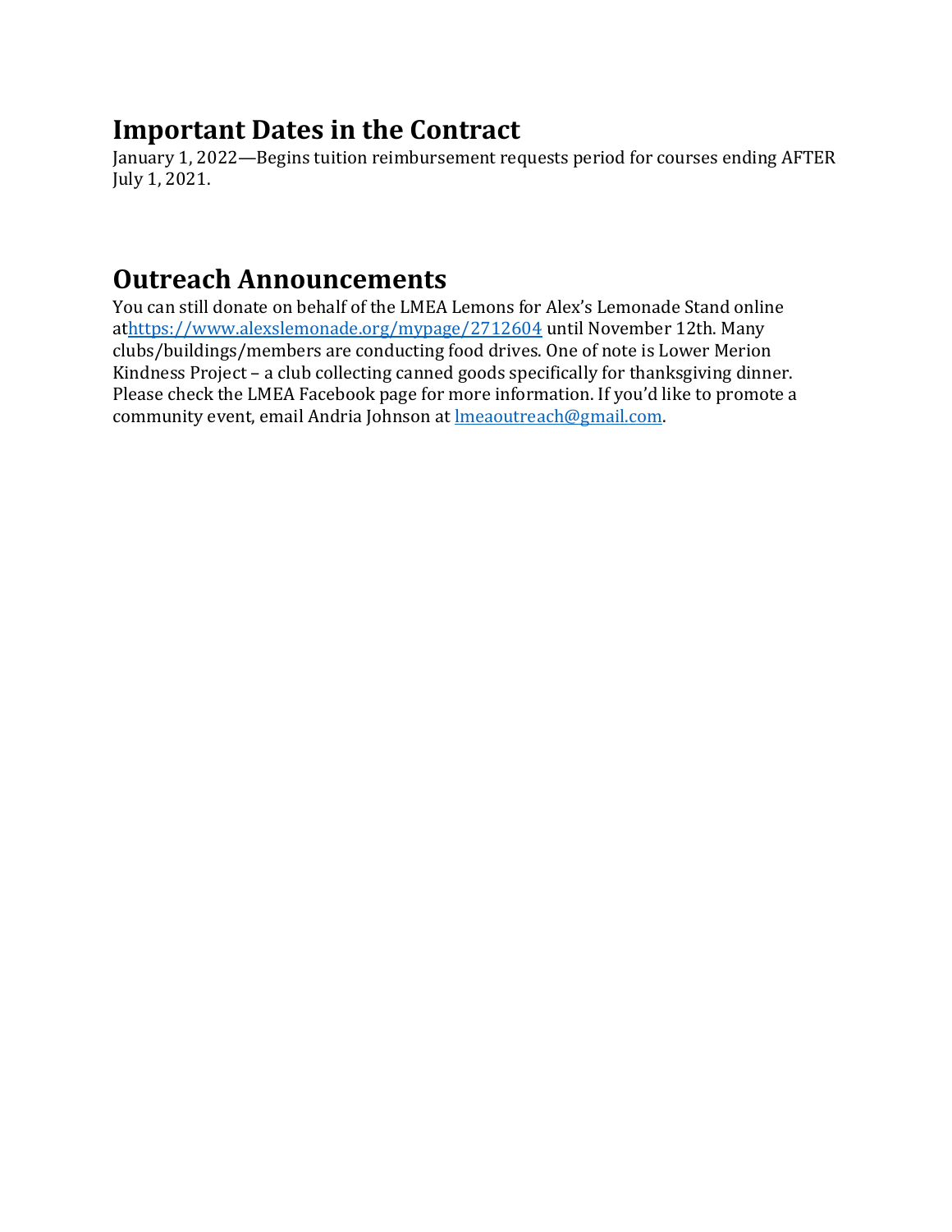## Important Dates in the Contract

January 1, 2022—Begins tuition reimbursement requests period for courses ending AFTER July 1, 2021.

## Outreach Announcements

You can still donate on behalf of the LMEA Lemons for Alex's Lemonade Stand online athttps://www.alexslemonade.org/mypage/2712604 until November 12th. Many clubs/buildings/members are conducting food drives. One of note is Lower Merion Kindness Project – a club collecting canned goods specifically for thanksgiving dinner. Please check the LMEA Facebook page for more information. If you'd like to promote a community event, email Andria Johnson at lmeaoutreach@gmail.com.